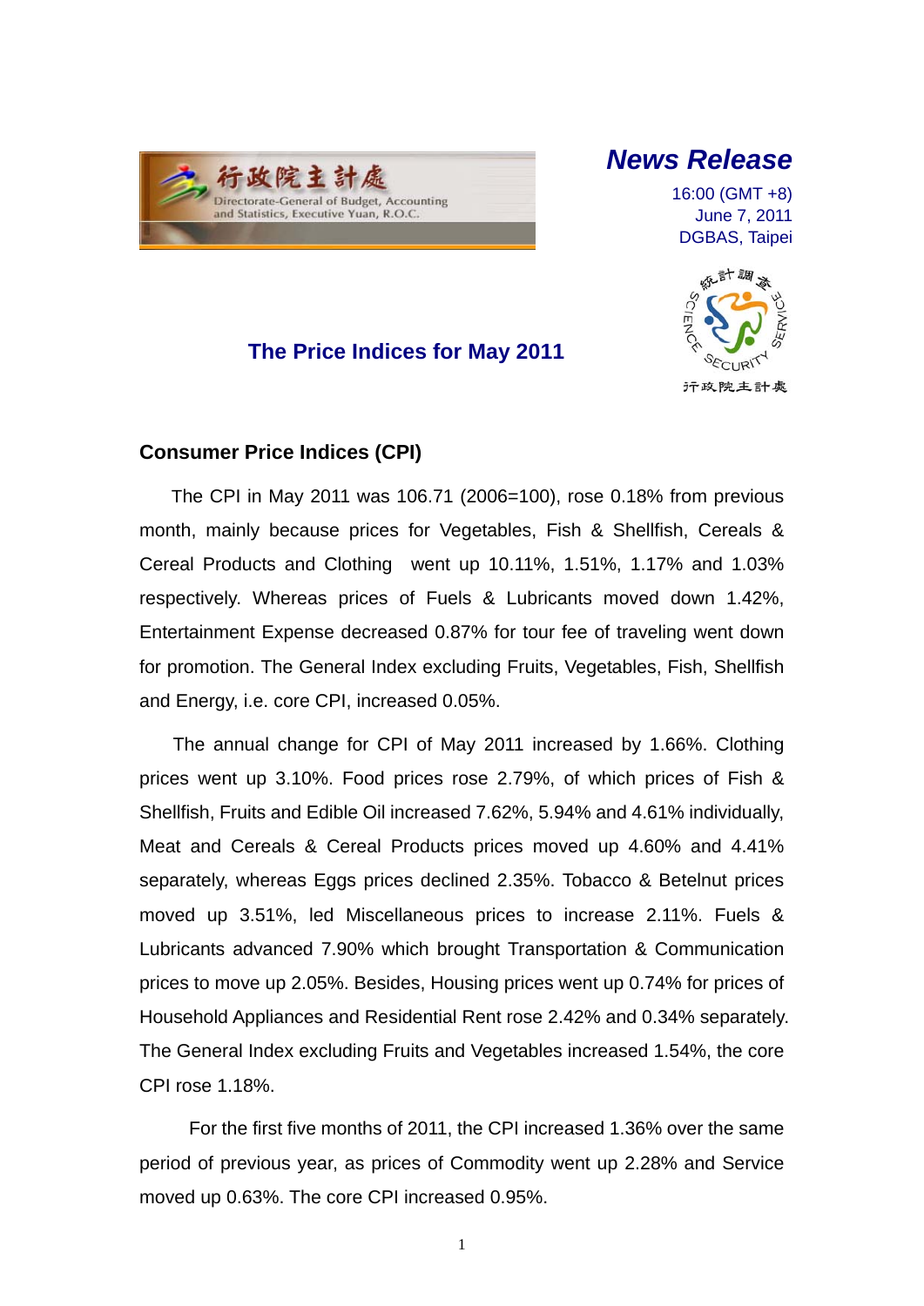行政院主計處

Directorate-General of Budget, Accounting and Statistics, Executive Yuan, R.O.C.

# News Release

16:00 (GMT +8)
June 7, 2011
DGBAS, Taipei

## The Price Indices for May 2011

### Consumer Price Indices (CPI)

The CPI in May 2011 was 106.71 (2006=100), rose 0.18% from previous month, mainly because prices for Vegetables, Fish & Shellfish, Cereals & Cereal Products and Clothing went up 10.11%, 1.51%, 1.17% and 1.03% respectively. Whereas prices of Fuels & Lubricants moved down 1.42%, Entertainment Expense decreased 0.87% for tour fee of traveling went down for promotion. The General Index excluding Fruits, Vegetables, Fish, Shellfish and Energy, i.e. core CPI, increased 0.05%.

The annual change for CPI of May 2011 increased by 1.66%. Clothing prices went up 3.10%. Food prices rose 2.79%, of which prices of Fish & Shellfish, Fruits and Edible Oil increased 7.62%, 5.94% and 4.61% individually, Meat and Cereals & Cereal Products prices moved up 4.60% and 4.41% separately, whereas Eggs prices declined 2.35%. Tobacco & Betelnut prices moved up 3.51%, led Miscellaneous prices to increase 2.11%. Fuels & Lubricants advanced 7.90% which brought Transportation & Communication prices to move up 2.05%. Besides, Housing prices went up 0.74% for prices of Household Appliances and Residential Rent rose 2.42% and 0.34% separately. The General Index excluding Fruits and Vegetables increased 1.54%, the core CPI rose 1.18%.

For the first five months of 2011, the CPI increased 1.36% over the same period of previous year, as prices of Commodity went up 2.28% and Service moved up 0.63%. The core CPI increased 0.95%.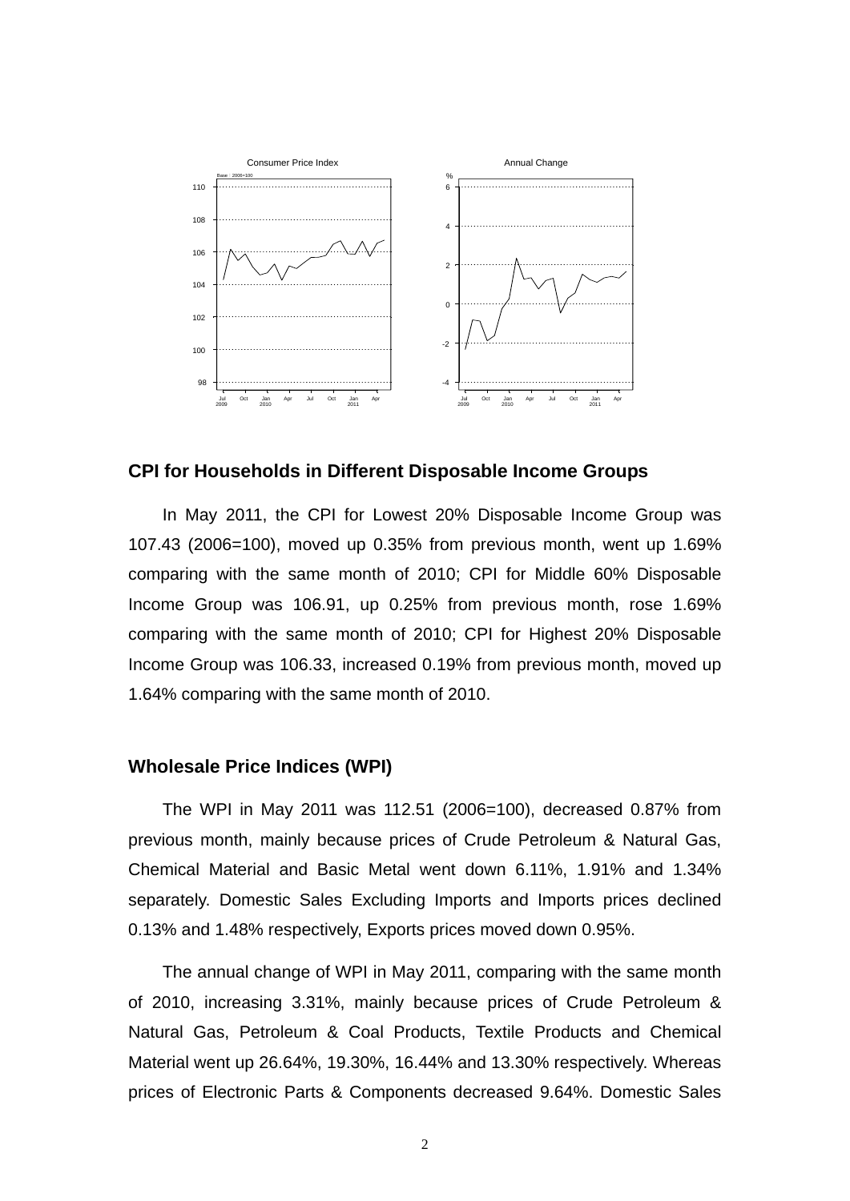Consumer Price Index

Annual Change

## CPI for Households in Different Disposable Income Groups

In May 2011, the CPI for Lowest 20% Disposable Income Group was 107.43 (2006=100), moved up 0.35% from previous month, went up 1.69% comparing with the same month of 2010; CPI for Middle 60% Disposable Income Group was 106.91, up 0.25% from previous month, rose 1.69% comparing with the same month of 2010; CPI for Highest 20% Disposable Income Group was 106.33, increased 0.19% from previous month, moved up 1.64% comparing with the same month of 2010.

## Wholesale Price Indices (WPI)

The WPI in May 2011 was 112.51 (2006=100), decreased 0.87% from previous month, mainly because prices of Crude Petroleum & Natural Gas, Chemical Material and Basic Metal went down 6.11%, 1.91% and 1.34% separately. Domestic Sales Excluding Imports and Imports prices declined 0.13% and 1.48% respectively, Exports prices moved down 0.95%.

The annual change of WPI in May 2011, comparing with the same month of 2010, increasing 3.31%, mainly because prices of Crude Petroleum & Natural Gas, Petroleum & Coal Products, Textile Products and Chemical Material went up 26.64%, 19.30%, 16.44% and 13.30% respectively. Whereas prices of Electronic Parts & Components decreased 9.64%. Domestic Sales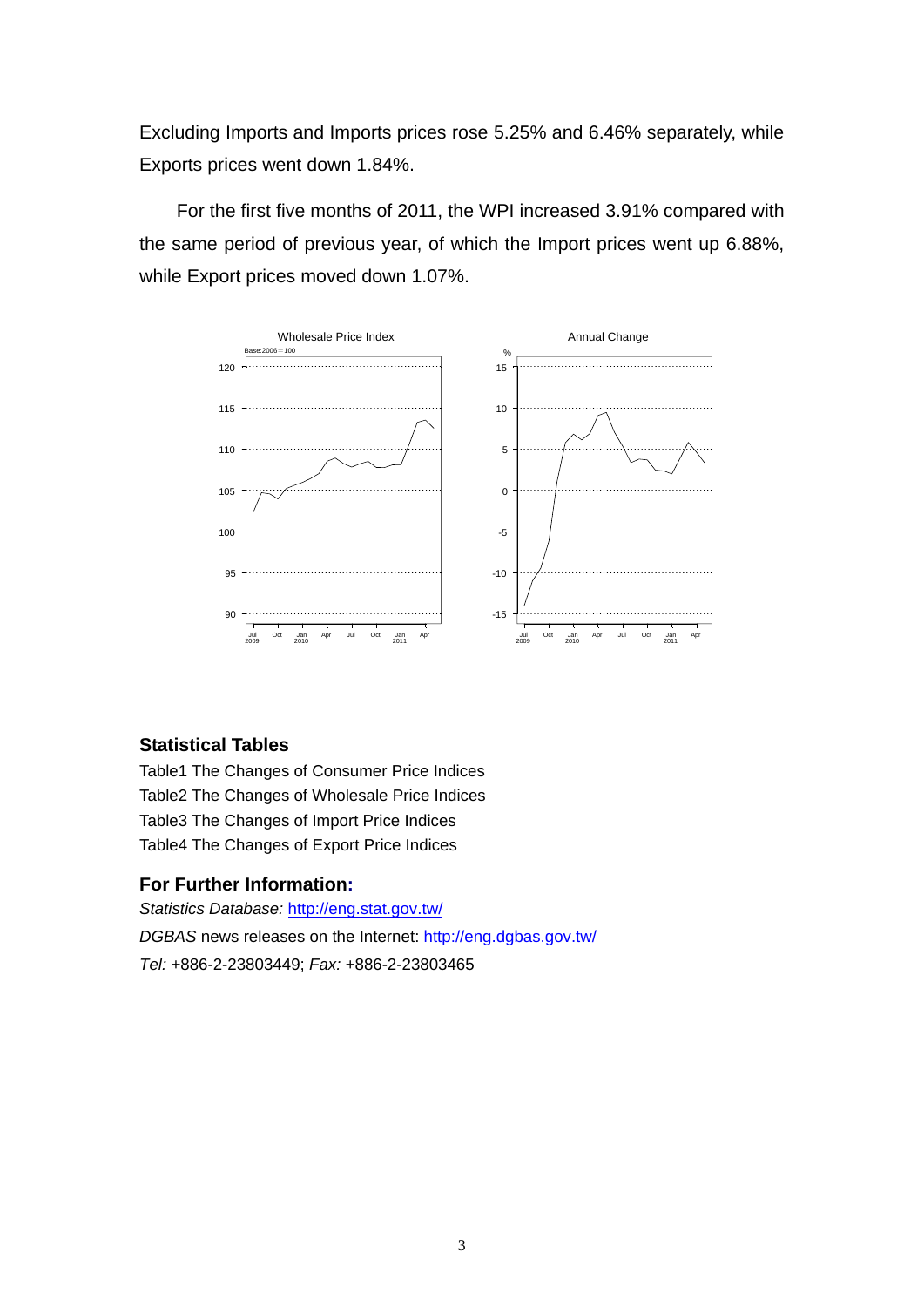Excluding Imports and Imports prices rose 5.25% and 6.46% separately, while Exports prices went down 1.84%.

For the first five months of 2011, the WPI increased 3.91% compared with the same period of previous year, of which the Import prices went up 6.88%, while Export prices moved down 1.07%.

## Statistical Tables

Table1 The Changes of Consumer Price Indices
Table2 The Changes of Wholesale Price Indices
Table3 The Changes of Import Price Indices
Table4 The Changes of Export Price Indices

## For Further Information:

*Statistics Database:* http://eng.stat.gov.tw/
*DGBAS* news releases on the Internet: http://eng.dgbas.gov.tw/
*Tel:* +886-2-23803449; *Fax:* +886-2-23803465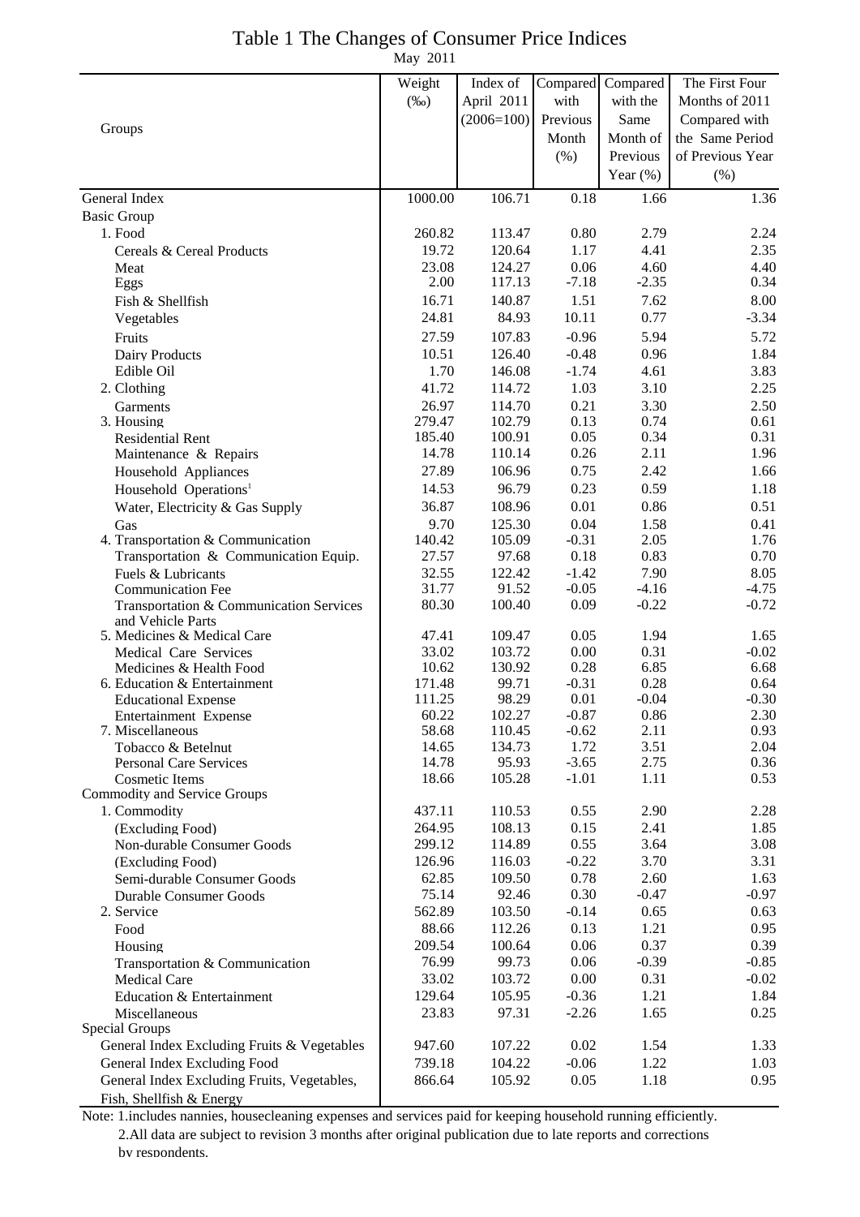# Table 1 The Changes of Consumer Price Indices

May 2011

| Groups | Weight (‰) | Index of April 2011 (2006=100) | Compared with Previous Month (%) | Compared with the Same Month of Previous Year (%) | The First Four Months of 2011 Compared with the Same Period of Previous Year (%) |
|---|---|---|---|---|---|
| General Index | 1000.00 | 106.71 | 0.18 | 1.66 | 1.36 |
| Basic Group | | | | | |
| 1. Food | 260.82 | 113.47 | 0.80 | 2.79 | 2.24 |
| Cereals & Cereal Products | 19.72 | 120.64 | 1.17 | 4.41 | 2.35 |
| Meat | 23.08 | 124.27 | 0.06 | 4.60 | 4.40 |
| Eggs | 2.00 | 117.13 | -7.18 | -2.35 | 0.34 |
| Fish & Shellfish | 16.71 | 140.87 | 1.51 | 7.62 | 8.00 |
| Vegetables | 24.81 | 84.93 | 10.11 | 0.77 | -3.34 |
| Fruits | 27.59 | 107.83 | -0.96 | 5.94 | 5.72 |
| Dairy Products | 10.51 | 126.40 | -0.48 | 0.96 | 1.84 |
| Edible Oil | 1.70 | 146.08 | -1.74 | 4.61 | 3.83 |
| 2. Clothing | 41.72 | 114.72 | 1.03 | 3.10 | 2.25 |
| Garments | 26.97 | 114.70 | 0.21 | 3.30 | 2.50 |
| 3. Housing | 279.47 | 102.79 | 0.13 | 0.74 | 0.61 |
| Residential Rent | 185.40 | 100.91 | 0.05 | 0.34 | 0.31 |
| Maintenance & Repairs | 14.78 | 110.14 | 0.26 | 2.11 | 1.96 |
| Household Appliances | 27.89 | 106.96 | 0.75 | 2.42 | 1.66 |
| Household Operations[1] | 14.53 | 96.79 | 0.23 | 0.59 | 1.18 |
| Water, Electricity & Gas Supply | 36.87 | 108.96 | 0.01 | 0.86 | 0.51 |
| Gas | 9.70 | 125.30 | 0.04 | 1.58 | 0.41 |
| 4. Transportation & Communication | 140.42 | 105.09 | -0.31 | 2.05 | 1.76 |
| Transportation & Communication Equip. | 27.57 | 97.68 | 0.18 | 0.83 | 0.70 |
| Fuels & Lubricants | 32.55 | 122.42 | -1.42 | 7.90 | 8.05 |
| Communication Fee | 31.77 | 91.52 | -0.05 | -4.16 | -4.75 |
| Transportation & Communication Services and Vehicle Parts | 80.30 | 100.40 | 0.09 | -0.22 | -0.72 |
| 5. Medicines & Medical Care | 47.41 | 109.47 | 0.05 | 1.94 | 1.65 |
| Medical Care Services | 33.02 | 103.72 | 0.00 | 0.31 | -0.02 |
| Medicines & Health Food | 10.62 | 130.92 | 0.28 | 6.85 | 6.68 |
| 6. Education & Entertainment | 171.48 | 99.71 | -0.31 | 0.28 | 0.64 |
| Educational Expense | 111.25 | 98.29 | 0.01 | -0.04 | -0.30 |
| Entertainment Expense | 60.22 | 102.27 | -0.87 | 0.86 | 2.30 |
| 7. Miscellaneous | 58.68 | 110.45 | -0.62 | 2.11 | 0.93 |
| Tobacco & Betelnut | 14.65 | 134.73 | 1.72 | 3.51 | 2.04 |
| Personal Care Services | 14.78 | 95.93 | -3.65 | 2.75 | 0.36 |
| Cosmetic Items | 18.66 | 105.28 | -1.01 | 1.11 | 0.53 |
| Commodity and Service Groups | | | | | |
| 1. Commodity | 437.11 | 110.53 | 0.55 | 2.90 | 2.28 |
| (Excluding Food) | 264.95 | 108.13 | 0.15 | 2.41 | 1.85 |
| Non-durable Consumer Goods | 299.12 | 114.89 | 0.55 | 3.64 | 3.08 |
| (Excluding Food) | 126.96 | 116.03 | -0.22 | 3.70 | 3.31 |
| Semi-durable Consumer Goods | 62.85 | 109.50 | 0.78 | 2.60 | 1.63 |
| Durable Consumer Goods | 75.14 | 92.46 | 0.30 | -0.47 | -0.97 |
| 2. Service | 562.89 | 103.50 | -0.14 | 0.65 | 0.63 |
| Food | 88.66 | 112.26 | 0.13 | 1.21 | 0.95 |
| Housing | 209.54 | 100.64 | 0.06 | 0.37 | 0.39 |
| Transportation & Communication | 76.99 | 99.73 | 0.06 | -0.39 | -0.85 |
| Medical Care | 33.02 | 103.72 | 0.00 | 0.31 | -0.02 |
| Education & Entertainment | 129.64 | 105.95 | -0.36 | 1.21 | 1.84 |
| Miscellaneous | 23.83 | 97.31 | -2.26 | 1.65 | 0.25 |
| Special Groups | | | | | |
| General Index Excluding Fruits & Vegetables | 947.60 | 107.22 | 0.02 | 1.54 | 1.33 |
| General Index Excluding Food | 739.18 | 104.22 | -0.06 | 1.22 | 1.03 |
| General Index Excluding Fruits, Vegetables, Fish, Shellfish & Energy | 866.64 | 105.92 | 0.05 | 1.18 | 0.95 |

Note: 1.includes nannies, housecleaning expenses and services paid for keeping household running efficiently.
2.All data are subject to revision 3 months after original publication due to late reports and corrections by respondents.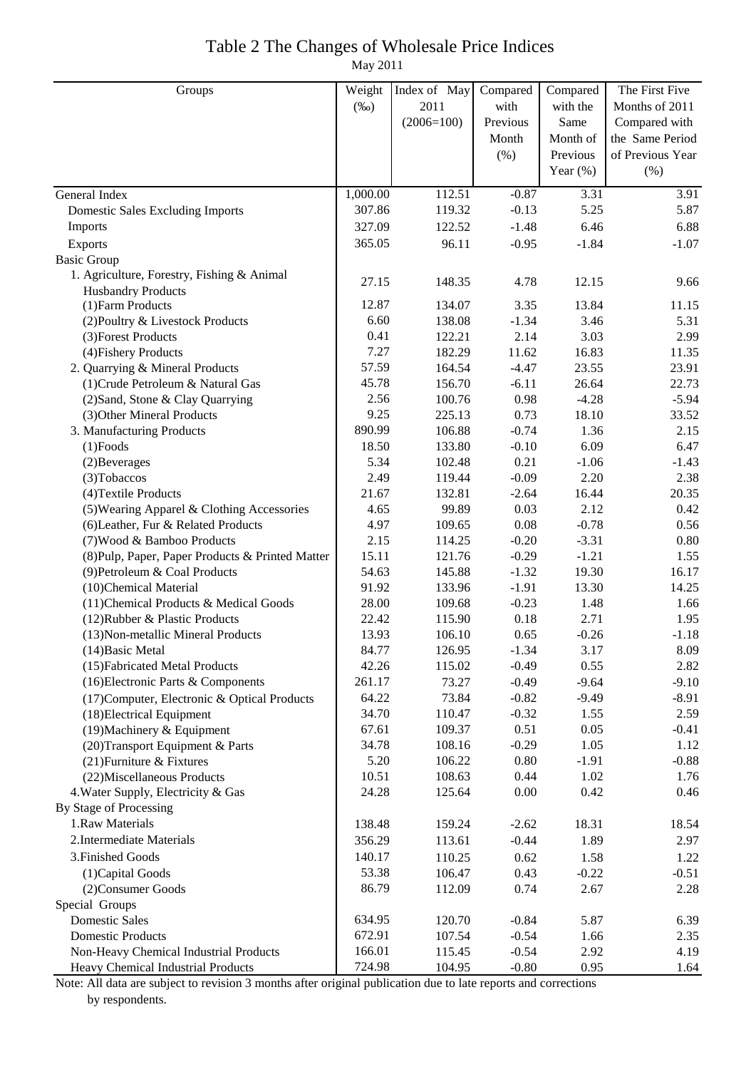# Table 2 The Changes of Wholesale Price Indices

May 2011

| Groups | Weight (‰) | Index of May 2011 (2006=100) | Compared with Previous Month (%) | Compared with the Same Month of Previous Year (%) | The First Five Months of 2011 Compared with the Same Period of Previous Year (%) |
|---|---|---|---|---|---|
| General Index | 1,000.00 | 112.51 | -0.87 | 3.31 | 3.91 |
| Domestic Sales Excluding Imports | 307.86 | 119.32 | -0.13 | 5.25 | 5.87 |
| Imports | 327.09 | 122.52 | -1.48 | 6.46 | 6.88 |
| Exports | 365.05 | 96.11 | -0.95 | -1.84 | -1.07 |
| Basic Group | | | | | |
| 1. Agriculture, Forestry, Fishing & Animal Husbandry Products | 27.15 | 148.35 | 4.78 | 12.15 | 9.66 |
| (1)Farm Products | 12.87 | 134.07 | 3.35 | 13.84 | 11.15 |
| (2)Poultry & Livestock Products | 6.60 | 138.08 | -1.34 | 3.46 | 5.31 |
| (3)Forest Products | 0.41 | 122.21 | 2.14 | 3.03 | 2.99 |
| (4)Fishery Products | 7.27 | 182.29 | 11.62 | 16.83 | 11.35 |
| 2. Quarrying & Mineral Products | 57.59 | 164.54 | -4.47 | 23.55 | 23.91 |
| (1)Crude Petroleum & Natural Gas | 45.78 | 156.70 | -6.11 | 26.64 | 22.73 |
| (2)Sand, Stone & Clay Quarrying | 2.56 | 100.76 | 0.98 | -4.28 | -5.94 |
| (3)Other Mineral Products | 9.25 | 225.13 | 0.73 | 18.10 | 33.52 |
| 3. Manufacturing Products | 890.99 | 106.88 | -0.74 | 1.36 | 2.15 |
| (1)Foods | 18.50 | 133.80 | -0.10 | 6.09 | 6.47 |
| (2)Beverages | 5.34 | 102.48 | 0.21 | -1.06 | -1.43 |
| (3)Tobaccos | 2.49 | 119.44 | -0.09 | 2.20 | 2.38 |
| (4)Textile Products | 21.67 | 132.81 | -2.64 | 16.44 | 20.35 |
| (5)Wearing Apparel & Clothing Accessories | 4.65 | 99.89 | 0.03 | 2.12 | 0.42 |
| (6)Leather, Fur & Related Products | 4.97 | 109.65 | 0.08 | -0.78 | 0.56 |
| (7)Wood & Bamboo Products | 2.15 | 114.25 | -0.20 | -3.31 | 0.80 |
| (8)Pulp, Paper, Paper Products & Printed Matter | 15.11 | 121.76 | -0.29 | -1.21 | 1.55 |
| (9)Petroleum & Coal Products | 54.63 | 145.88 | -1.32 | 19.30 | 16.17 |
| (10)Chemical Material | 91.92 | 133.96 | -1.91 | 13.30 | 14.25 |
| (11)Chemical Products & Medical Goods | 28.00 | 109.68 | -0.23 | 1.48 | 1.66 |
| (12)Rubber & Plastic Products | 22.42 | 115.90 | 0.18 | 2.71 | 1.95 |
| (13)Non-metallic Mineral Products | 13.93 | 106.10 | 0.65 | -0.26 | -1.18 |
| (14)Basic Metal | 84.77 | 126.95 | -1.34 | 3.17 | 8.09 |
| (15)Fabricated Metal Products | 42.26 | 115.02 | -0.49 | 0.55 | 2.82 |
| (16)Electronic Parts & Components | 261.17 | 73.27 | -0.49 | -9.64 | -9.10 |
| (17)Computer, Electronic & Optical Products | 64.22 | 73.84 | -0.82 | -9.49 | -8.91 |
| (18)Electrical Equipment | 34.70 | 110.47 | -0.32 | 1.55 | 2.59 |
| (19)Machinery & Equipment | 67.61 | 109.37 | 0.51 | 0.05 | -0.41 |
| (20)Transport Equipment & Parts | 34.78 | 108.16 | -0.29 | 1.05 | 1.12 |
| (21)Furniture & Fixtures | 5.20 | 106.22 | 0.80 | -1.91 | -0.88 |
| (22)Miscellaneous Products | 10.51 | 108.63 | 0.44 | 1.02 | 1.76 |
| 4.Water Supply, Electricity & Gas | 24.28 | 125.64 | 0.00 | 0.42 | 0.46 |
| By Stage of Processing | | | | | |
| 1.Raw Materials | 138.48 | 159.24 | -2.62 | 18.31 | 18.54 |
| 2.Intermediate Materials | 356.29 | 113.61 | -0.44 | 1.89 | 2.97 |
| 3.Finished Goods | 140.17 | 110.25 | 0.62 | 1.58 | 1.22 |
| (1)Capital Goods | 53.38 | 106.47 | 0.43 | -0.22 | -0.51 |
| (2)Consumer Goods | 86.79 | 112.09 | 0.74 | 2.67 | 2.28 |
| Special Groups | | | | | |
| Domestic Sales | 634.95 | 120.70 | -0.84 | 5.87 | 6.39 |
| Domestic Products | 672.91 | 107.54 | -0.54 | 1.66 | 2.35 |
| Non-Heavy Chemical Industrial Products | 166.01 | 115.45 | -0.54 | 2.92 | 4.19 |
| Heavy Chemical Industrial Products | 724.98 | 104.95 | -0.80 | 0.95 | 1.64 |

Note: All data are subject to revision 3 months after original publication due to late reports and corrections by respondents.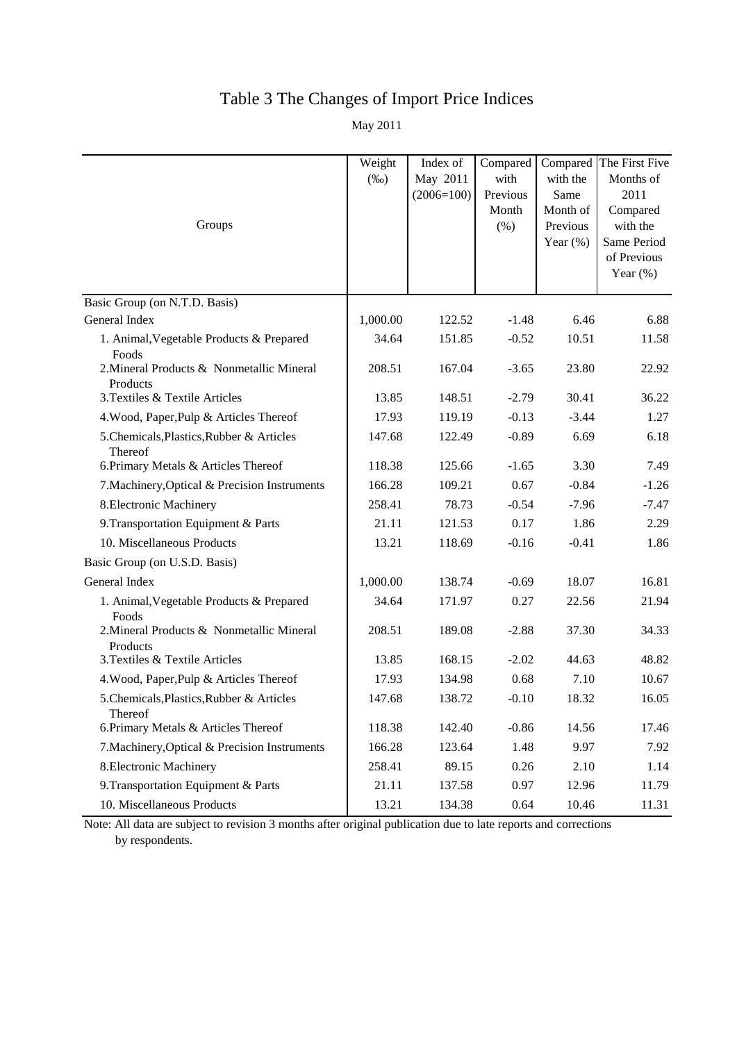# Table 3 The Changes of Import Price Indices

May 2011

| Groups | Weight (‰) | Index of May 2011 (2006=100) | Compared with Previous Month (%) | Compared with the Same Month of Previous Year (%) | The First Five Months of 2011 Compared with the Same Period of Previous Year (%) |
|---|---|---|---|---|---|
| Basic Group (on N.T.D. Basis) | | | | | |
| General Index | 1,000.00 | 122.52 | -1.48 | 6.46 | 6.88 |
| 1. Animal,Vegetable Products & Prepared Foods | 34.64 | 151.85 | -0.52 | 10.51 | 11.58 |
| 2.Mineral Products & Nonmetallic Mineral Products | 208.51 | 167.04 | -3.65 | 23.80 | 22.92 |
| 3.Textiles & Textile Articles | 13.85 | 148.51 | -2.79 | 30.41 | 36.22 |
| 4.Wood, Paper,Pulp & Articles Thereof | 17.93 | 119.19 | -0.13 | -3.44 | 1.27 |
| 5.Chemicals,Plastics,Rubber & Articles Thereof | 147.68 | 122.49 | -0.89 | 6.69 | 6.18 |
| 6.Primary Metals & Articles Thereof | 118.38 | 125.66 | -1.65 | 3.30 | 7.49 |
| 7.Machinery,Optical & Precision Instruments | 166.28 | 109.21 | 0.67 | -0.84 | -1.26 |
| 8.Electronic Machinery | 258.41 | 78.73 | -0.54 | -7.96 | -7.47 |
| 9.Transportation Equipment & Parts | 21.11 | 121.53 | 0.17 | 1.86 | 2.29 |
| 10. Miscellaneous Products | 13.21 | 118.69 | -0.16 | -0.41 | 1.86 |
| Basic Group (on U.S.D. Basis) | | | | | |
| General Index | 1,000.00 | 138.74 | -0.69 | 18.07 | 16.81 |
| 1. Animal,Vegetable Products & Prepared Foods | 34.64 | 171.97 | 0.27 | 22.56 | 21.94 |
| 2.Mineral Products & Nonmetallic Mineral Products | 208.51 | 189.08 | -2.88 | 37.30 | 34.33 |
| 3.Textiles & Textile Articles | 13.85 | 168.15 | -2.02 | 44.63 | 48.82 |
| 4.Wood, Paper,Pulp & Articles Thereof | 17.93 | 134.98 | 0.68 | 7.10 | 10.67 |
| 5.Chemicals,Plastics,Rubber & Articles Thereof | 147.68 | 138.72 | -0.10 | 18.32 | 16.05 |
| 6.Primary Metals & Articles Thereof | 118.38 | 142.40 | -0.86 | 14.56 | 17.46 |
| 7.Machinery,Optical & Precision Instruments | 166.28 | 123.64 | 1.48 | 9.97 | 7.92 |
| 8.Electronic Machinery | 258.41 | 89.15 | 0.26 | 2.10 | 1.14 |
| 9.Transportation Equipment & Parts | 21.11 | 137.58 | 0.97 | 12.96 | 11.79 |
| 10. Miscellaneous Products | 13.21 | 134.38 | 0.64 | 10.46 | 11.31 |

Note: All data are subject to revision 3 months after original publication due to late reports and corrections by respondents.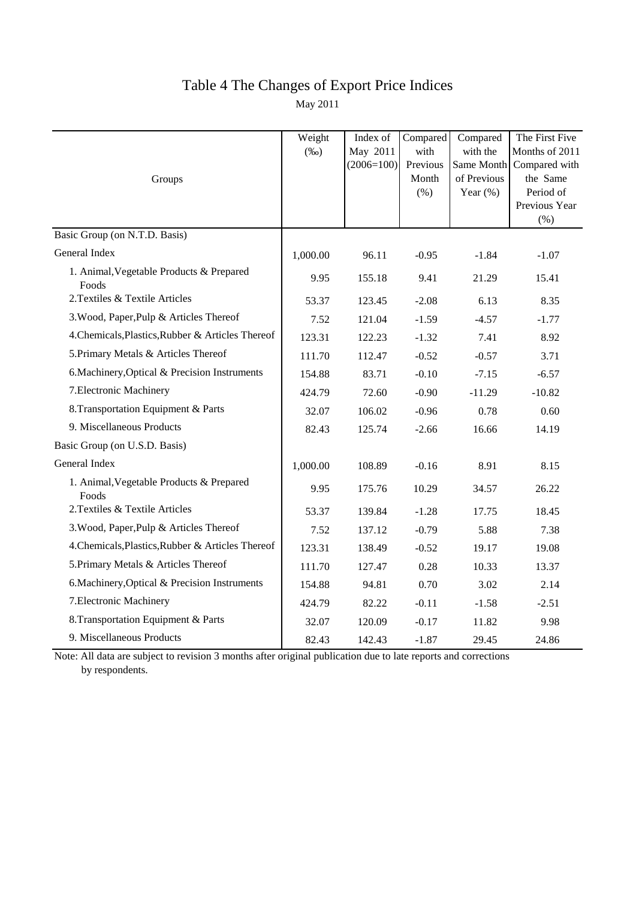# Table 4 The Changes of Export Price Indices

May 2011

| Groups | Weight (‰) | Index of May 2011 (2006=100) | Compared with Previous Month (%) | Compared with the Same Month of Previous Year (%) | The First Five Months of 2011 Compared with the Same Period of Previous Year (%) |
|---|---|---|---|---|---|
| Basic Group (on N.T.D. Basis) | | | | | |
| General Index | 1,000.00 | 96.11 | -0.95 | -1.84 | -1.07 |
| 1. Animal,Vegetable Products & Prepared Foods | 9.95 | 155.18 | 9.41 | 21.29 | 15.41 |
| 2.Textiles & Textile Articles | 53.37 | 123.45 | -2.08 | 6.13 | 8.35 |
| 3.Wood, Paper,Pulp & Articles Thereof | 7.52 | 121.04 | -1.59 | -4.57 | -1.77 |
| 4.Chemicals,Plastics,Rubber & Articles Thereof | 123.31 | 122.23 | -1.32 | 7.41 | 8.92 |
| 5.Primary Metals & Articles Thereof | 111.70 | 112.47 | -0.52 | -0.57 | 3.71 |
| 6.Machinery,Optical & Precision Instruments | 154.88 | 83.71 | -0.10 | -7.15 | -6.57 |
| 7.Electronic Machinery | 424.79 | 72.60 | -0.90 | -11.29 | -10.82 |
| 8.Transportation Equipment & Parts | 32.07 | 106.02 | -0.96 | 0.78 | 0.60 |
| 9. Miscellaneous Products | 82.43 | 125.74 | -2.66 | 16.66 | 14.19 |
| Basic Group (on U.S.D. Basis) | | | | | |
| General Index | 1,000.00 | 108.89 | -0.16 | 8.91 | 8.15 |
| 1. Animal,Vegetable Products & Prepared Foods | 9.95 | 175.76 | 10.29 | 34.57 | 26.22 |
| 2.Textiles & Textile Articles | 53.37 | 139.84 | -1.28 | 17.75 | 18.45 |
| 3.Wood, Paper,Pulp & Articles Thereof | 7.52 | 137.12 | -0.79 | 5.88 | 7.38 |
| 4.Chemicals,Plastics,Rubber & Articles Thereof | 123.31 | 138.49 | -0.52 | 19.17 | 19.08 |
| 5.Primary Metals & Articles Thereof | 111.70 | 127.47 | 0.28 | 10.33 | 13.37 |
| 6.Machinery,Optical & Precision Instruments | 154.88 | 94.81 | 0.70 | 3.02 | 2.14 |
| 7.Electronic Machinery | 424.79 | 82.22 | -0.11 | -1.58 | -2.51 |
| 8.Transportation Equipment & Parts | 32.07 | 120.09 | -0.17 | 11.82 | 9.98 |
| 9. Miscellaneous Products | 82.43 | 142.43 | -1.87 | 29.45 | 24.86 |

Note: All data are subject to revision 3 months after original publication due to late reports and corrections by respondents.